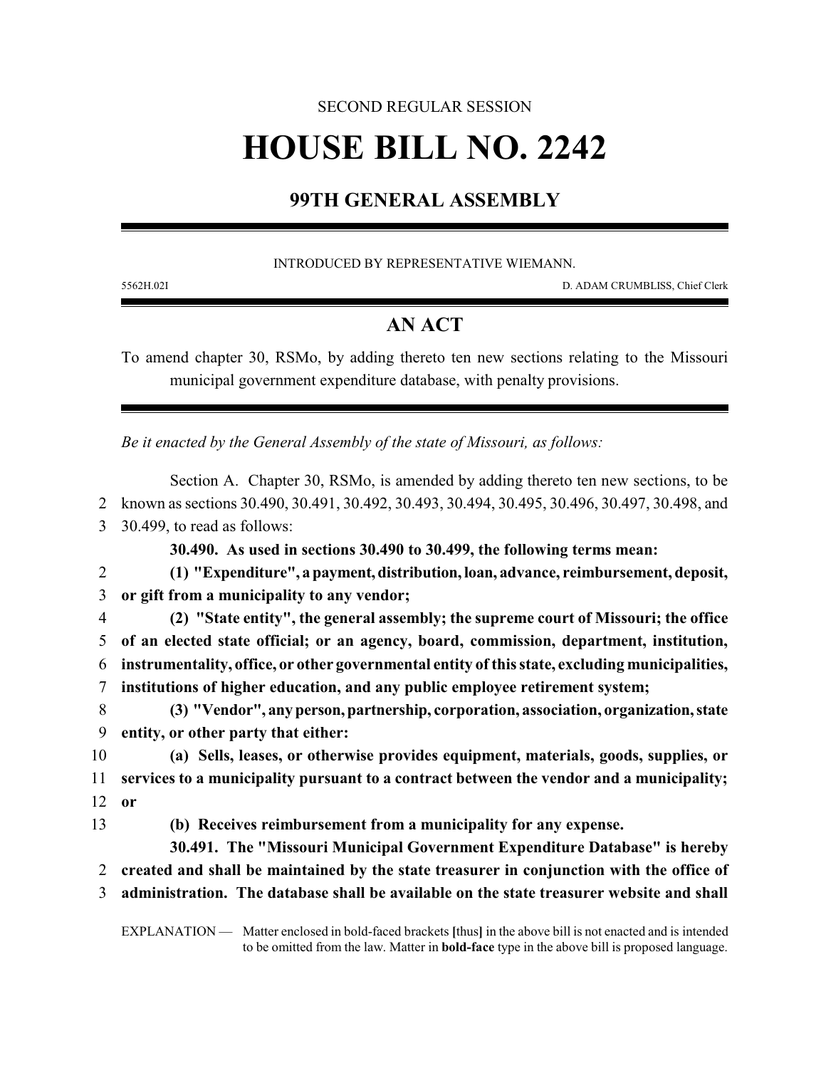SECOND REGULAR SESSION

# HOUSE BILL NO. 2242

## 99TH GENERAL ASSEMBLY

INTRODUCED BY REPRESENTATIVE WIEMANN.

5562H.02I D. ADAM CRUMBLISS, Chief Clerk

## AN ACT

To amend chapter 30, RSMo, by adding thereto ten new sections relating to the Missouri municipal government expenditure database, with penalty provisions.

*Be it enacted by the General Assembly of the state of Missouri, as follows:*

Section A. Chapter 30, RSMo, is amended by adding thereto ten new sections, to be known as sections 30.490, 30.491, 30.492, 30.493, 30.494, 30.495, 30.496, 30.497, 30.498, and 30.499, to read as follows:

**30.490. As used in sections 30.490 to 30.499, the following terms mean:**

**(1) "Expenditure", a payment, distribution, loan, advance, reimbursement, deposit, or gift from a municipality to any vendor;**

**(2) "State entity", the general assembly; the supreme court of Missouri; the office of an elected state official; or an agency, board, commission, department, institution, instrumentality, office, or other governmental entity of this state, excluding municipalities, institutions of higher education, and any public employee retirement system;**

**(3) "Vendor", any person, partnership, corporation, association, organization, state entity, or other party that either:**

**(a) Sells, leases, or otherwise provides equipment, materials, goods, supplies, or services to a municipality pursuant to a contract between the vendor and a municipality; or**

**(b) Receives reimbursement from a municipality for any expense.**

**30.491. The "Missouri Municipal Government Expenditure Database" is hereby created and shall be maintained by the state treasurer in conjunction with the office of administration. The database shall be available on the state treasurer website and shall**

EXPLANATION — Matter enclosed in bold-faced brackets **[**thus**]** in the above bill is not enacted and is intended to be omitted from the law. Matter in **bold-face** type in the above bill is proposed language.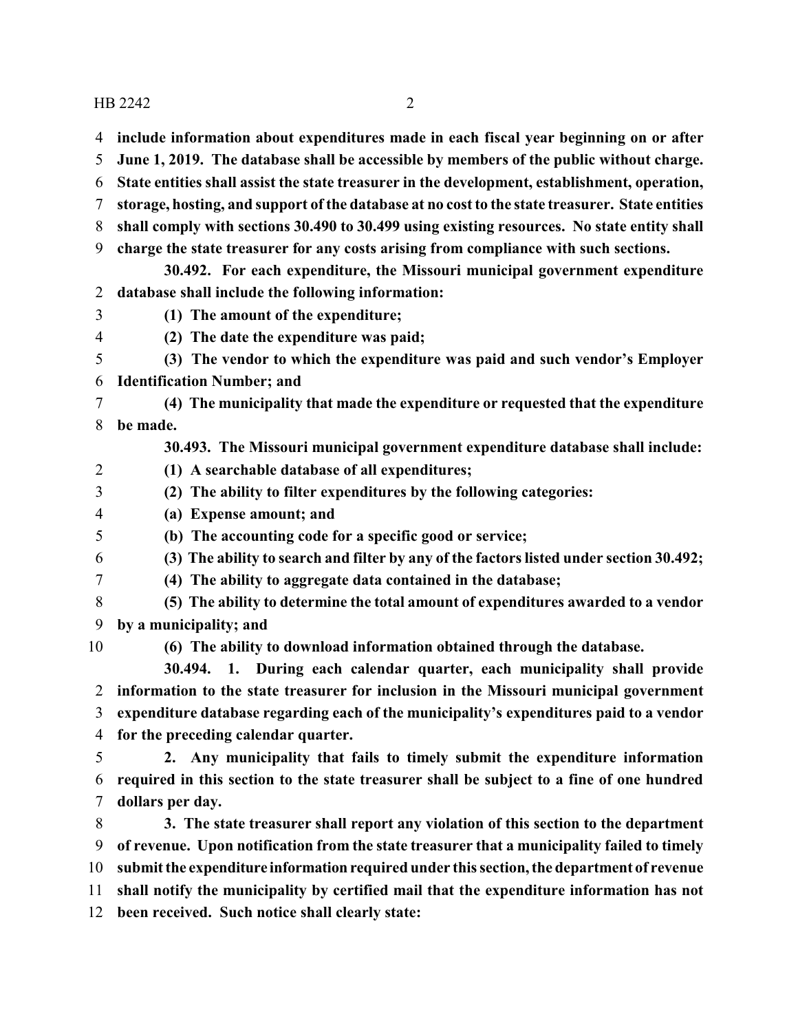**include information about expenditures made in each fiscal year beginning on or after June 1, 2019. The database shall be accessible by members of the public without charge. State entities shall assist the state treasurer in the development, establishment, operation, storage, hosting, and support of the database at no cost to the state treasurer. State entities shall comply with sections 30.490 to 30.499 using existing resources. No state entity shall charge the state treasurer for any costs arising from compliance with such sections.**

**30.492. For each expenditure, the Missouri municipal government expenditure database shall include the following information:**

**(1) The amount of the expenditure;**

**(2) The date the expenditure was paid;**

**(3) The vendor to which the expenditure was paid and such vendor's Employer Identification Number; and**

**(4) The municipality that made the expenditure or requested that the expenditure be made.**

**30.493. The Missouri municipal government expenditure database shall include:**

**(1) A searchable database of all expenditures;**

**(2) The ability to filter expenditures by the following categories:**

**(a) Expense amount; and**

**(b) The accounting code for a specific good or service;**

**(3) The ability to search and filter by any of the factors listed under section 30.492;**

**(4) The ability to aggregate data contained in the database;**

**(5) The ability to determine the total amount of expenditures awarded to a vendor by a municipality; and**

**(6) The ability to download information obtained through the database.**

**30.494. 1. During each calendar quarter, each municipality shall provide information to the state treasurer for inclusion in the Missouri municipal government expenditure database regarding each of the municipality's expenditures paid to a vendor for the preceding calendar quarter.**

**2. Any municipality that fails to timely submit the expenditure information required in this section to the state treasurer shall be subject to a fine of one hundred dollars per day.**

**3. The state treasurer shall report any violation of this section to the department of revenue. Upon notification from the state treasurer that a municipality failed to timely submit the expenditure information required under this section, the department of revenue shall notify the municipality by certified mail that the expenditure information has not been received. Such notice shall clearly state:**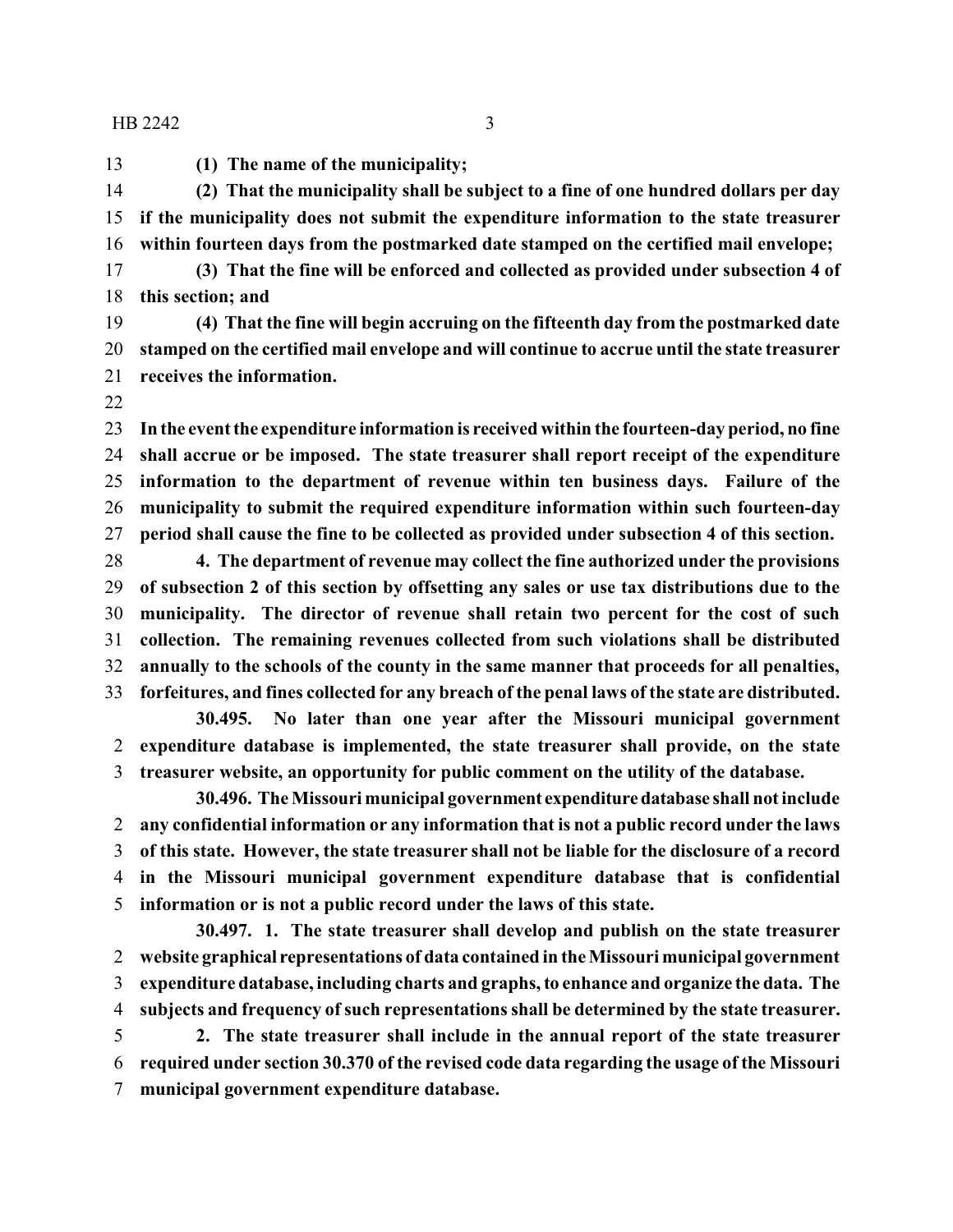**(1) The name of the municipality;**

**(2) That the municipality shall be subject to a fine of one hundred dollars per day if the municipality does not submit the expenditure information to the state treasurer within fourteen days from the postmarked date stamped on the certified mail envelope;**

**(3) That the fine will be enforced and collected as provided under subsection 4 of this section; and**

**(4) That the fine will begin accruing on the fifteenth day from the postmarked date stamped on the certified mail envelope and will continue to accrue until the state treasurer receives the information.**

**In the event the expenditure information is received within the fourteen-day period, no fine shall accrue or be imposed. The state treasurer shall report receipt of the expenditure information to the department of revenue within ten business days. Failure of the municipality to submit the required expenditure information within such fourteen-day period shall cause the fine to be collected as provided under subsection 4 of this section.**

**4. The department of revenue may collect the fine authorized under the provisions of subsection 2 of this section by offsetting any sales or use tax distributions due to the municipality. The director of revenue shall retain two percent for the cost of such collection. The remaining revenues collected from such violations shall be distributed annually to the schools of the county in the same manner that proceeds for all penalties, forfeitures, and fines collected for any breach of the penal laws of the state are distributed.**

**30.495. No later than one year after the Missouri municipal government expenditure database is implemented, the state treasurer shall provide, on the state treasurer website, an opportunity for public comment on the utility of the database.**

**30.496. The Missouri municipal government expenditure database shall not include any confidential information or any information that is not a public record under the laws of this state. However, the state treasurer shall not be liable for the disclosure of a record in the Missouri municipal government expenditure database that is confidential information or is not a public record under the laws of this state.**

**30.497. 1. The state treasurer shall develop and publish on the state treasurer website graphical representations of data contained in the Missouri municipal government expenditure database, including charts and graphs, to enhance and organize the data. The subjects and frequency of such representations shall be determined by the state treasurer.**

**2. The state treasurer shall include in the annual report of the state treasurer required under section 30.370 of the revised code data regarding the usage of the Missouri municipal government expenditure database.**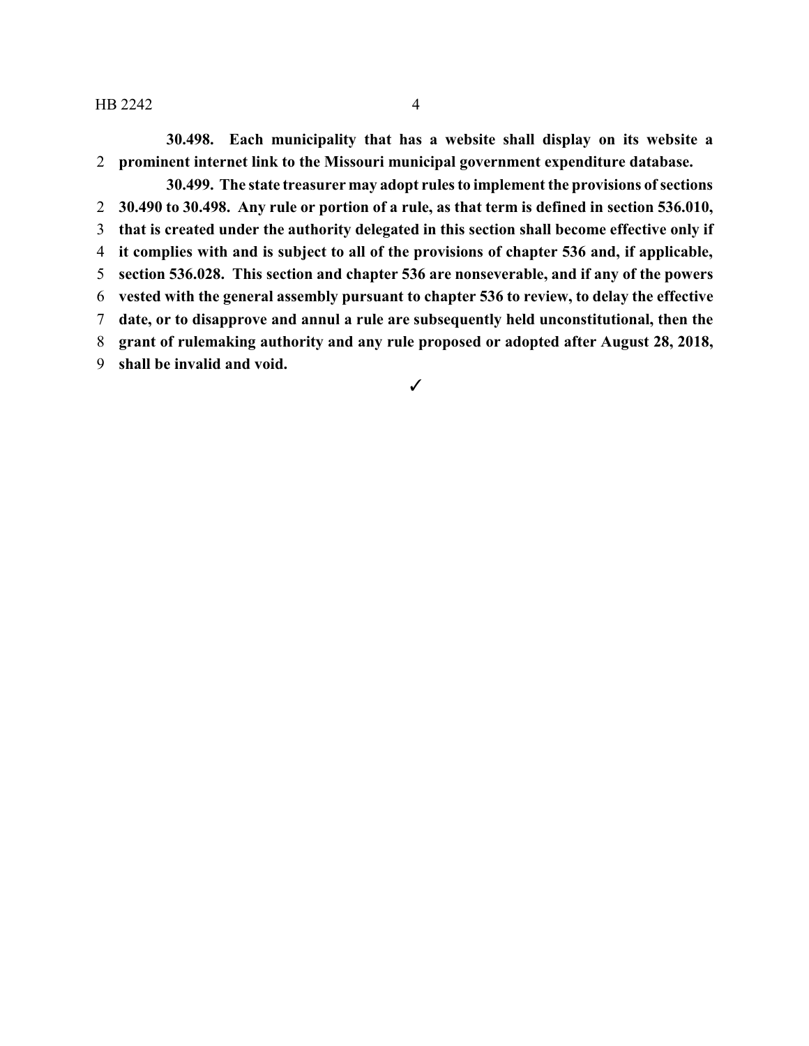**30.498. Each municipality that has a website shall display on its website a prominent internet link to the Missouri municipal government expenditure database.**

**30.499. The state treasurer may adopt rules to implement the provisions of sections 30.490 to 30.498. Any rule or portion of a rule, as that term is defined in section 536.010, that is created under the authority delegated in this section shall become effective only if it complies with and is subject to all of the provisions of chapter 536 and, if applicable, section 536.028. This section and chapter 536 are nonseverable, and if any of the powers vested with the general assembly pursuant to chapter 536 to review, to delay the effective date, or to disapprove and annul a rule are subsequently held unconstitutional, then the grant of rulemaking authority and any rule proposed or adopted after August 28, 2018, shall be invalid and void.**

✓